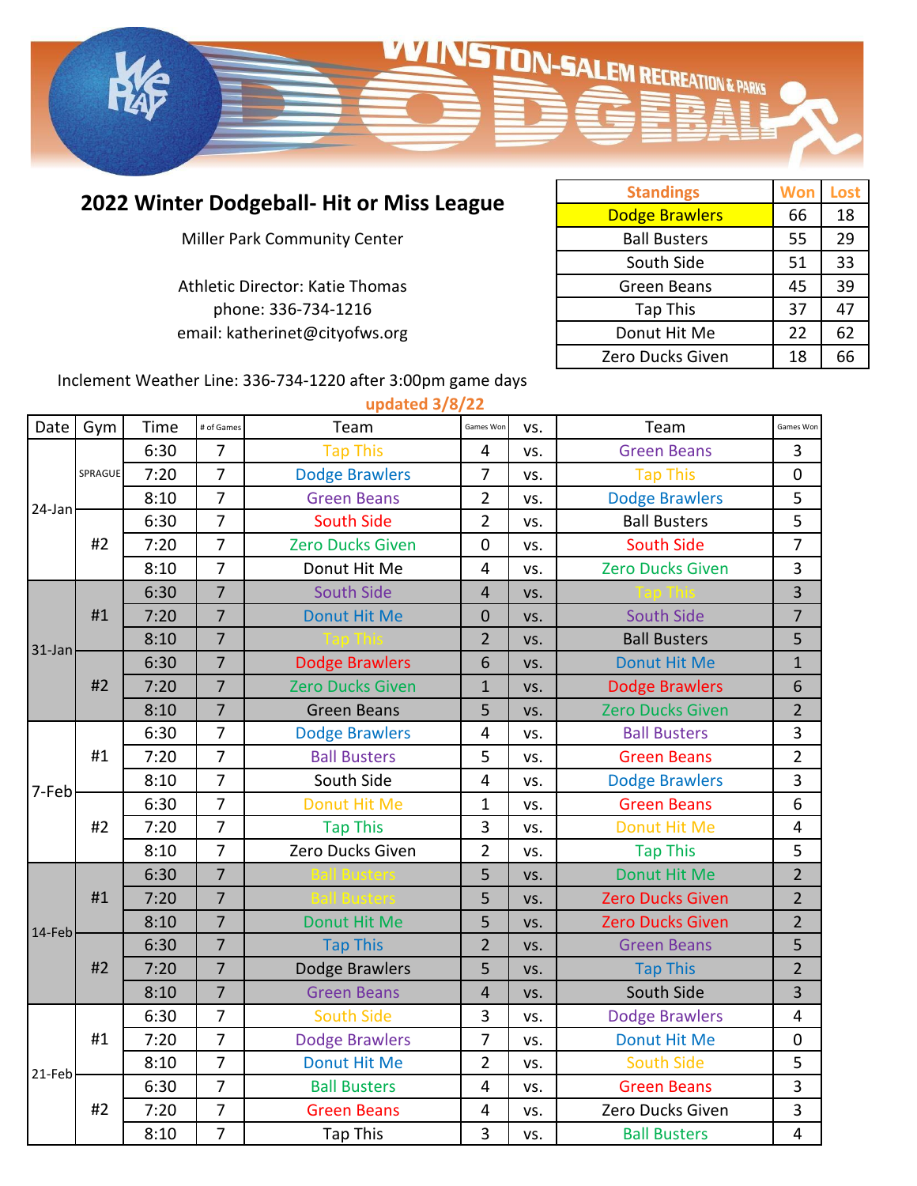# WINSTON-SALEM RECREATION & PARKS DODGEBALL

## 2022 Winter Dodgeball- Hit or Miss League

Miller Park Community Center

Athletic Director: Katie Thomas
phone: 336-734-1216
email: katherinet@cityofws.org

| Standings | Won | Lost |
|---|---|---|
| Dodge Brawlers | 66 | 18 |
| Ball Busters | 55 | 29 |
| South Side | 51 | 33 |
| Green Beans | 45 | 39 |
| Tap This | 37 | 47 |
| Donut Hit Me | 22 | 62 |
| Zero Ducks Given | 18 | 66 |

Inclement Weather Line: 336-734-1220 after 3:00pm game days

updated 3/8/22

| Date | Gym | Time | # of Games | Team | Games Won | vs. | Team | Games Won |
|---|---|---|---|---|---|---|---|---|
| 24-Jan | SPRAGUE | 6:30 | 7 | Tap This | 4 | vs. | Green Beans | 3 |
| | | 7:20 | 7 | Dodge Brawlers | 7 | vs. | Tap This | 0 |
| | | 8:10 | 7 | Green Beans | 2 | vs. | Dodge Brawlers | 5 |
| | #2 | 6:30 | 7 | South Side | 2 | vs. | Ball Busters | 5 |
| | | 7:20 | 7 | Zero Ducks Given | 0 | vs. | South Side | 7 |
| | | 8:10 | 7 | Donut Hit Me | 4 | vs. | Zero Ducks Given | 3 |
| 31-Jan | #1 | 6:30 | 7 | South Side | 4 | vs. | Tap This | 3 |
| | | 7:20 | 7 | Donut Hit Me | 0 | vs. | South Side | 7 |
| | | 8:10 | 7 | Tap This | 2 | vs. | Ball Busters | 5 |
| | #2 | 6:30 | 7 | Dodge Brawlers | 6 | vs. | Donut Hit Me | 1 |
| | | 7:20 | 7 | Zero Ducks Given | 1 | vs. | Dodge Brawlers | 6 |
| | | 8:10 | 7 | Green Beans | 5 | vs. | Zero Ducks Given | 2 |
| 7-Feb | #1 | 6:30 | 7 | Dodge Brawlers | 4 | vs. | Ball Busters | 3 |
| | | 7:20 | 7 | Ball Busters | 5 | vs. | Green Beans | 2 |
| | | 8:10 | 7 | South Side | 4 | vs. | Dodge Brawlers | 3 |
| | #2 | 6:30 | 7 | Donut Hit Me | 1 | vs. | Green Beans | 6 |
| | | 7:20 | 7 | Tap This | 3 | vs. | Donut Hit Me | 4 |
| | | 8:10 | 7 | Zero Ducks Given | 2 | vs. | Tap This | 5 |
| 14-Feb | #1 | 6:30 | 7 | Ball Busters | 5 | vs. | Donut Hit Me | 2 |
| | | 7:20 | 7 | Ball Busters | 5 | vs. | Zero Ducks Given | 2 |
| | | 8:10 | 7 | Donut Hit Me | 5 | vs. | Zero Ducks Given | 2 |
| | #2 | 6:30 | 7 | Tap This | 2 | vs. | Green Beans | 5 |
| | | 7:20 | 7 | Dodge Brawlers | 5 | vs. | Tap This | 2 |
| | | 8:10 | 7 | Green Beans | 4 | vs. | South Side | 3 |
| 21-Feb | #1 | 6:30 | 7 | South Side | 3 | vs. | Dodge Brawlers | 4 |
| | | 7:20 | 7 | Dodge Brawlers | 7 | vs. | Donut Hit Me | 0 |
| | | 8:10 | 7 | Donut Hit Me | 2 | vs. | South Side | 5 |
| | #2 | 6:30 | 7 | Ball Busters | 4 | vs. | Green Beans | 3 |
| | | 7:20 | 7 | Green Beans | 4 | vs. | Zero Ducks Given | 3 |
| | | 8:10 | 7 | Tap This | 3 | vs. | Ball Busters | 4 |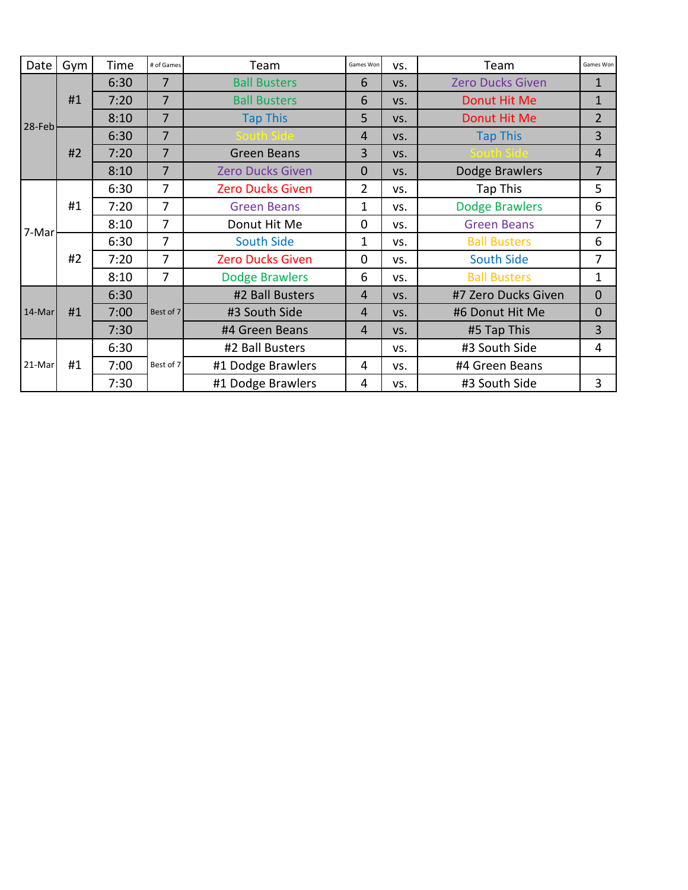| Date | Gym | Time | # of Games | Team | Games Won | vs. | Team | Games Won |
|---|---|---|---|---|---|---|---|---|
| 28-Feb | #1 | 6:30 | 7 | Ball Busters | 6 | vs. | Zero Ducks Given | 1 |
| | | 7:20 | 7 | Ball Busters | 6 | vs. | Donut Hit Me | 1 |
| | | 8:10 | 7 | Tap This | 5 | vs. | Donut Hit Me | 2 |
| | #2 | 6:30 | 7 | South Side | 4 | vs. | Tap This | 3 |
| | | 7:20 | 7 | Green Beans | 3 | vs. | South Side | 4 |
| | | 8:10 | 7 | Zero Ducks Given | 0 | vs. | Dodge Brawlers | 7 |
| 7-Mar | #1 | 6:30 | 7 | Zero Ducks Given | 2 | vs. | Tap This | 5 |
| | | 7:20 | 7 | Green Beans | 1 | vs. | Dodge Brawlers | 6 |
| | | 8:10 | 7 | Donut Hit Me | 0 | vs. | Green Beans | 7 |
| | #2 | 6:30 | 7 | South Side | 1 | vs. | Ball Busters | 6 |
| | | 7:20 | 7 | Zero Ducks Given | 0 | vs. | South Side | 7 |
| | | 8:10 | 7 | Dodge Brawlers | 6 | vs. | Ball Busters | 1 |
| 14-Mar | #1 | 6:30 | Best of 7 | #2 Ball Busters | 4 | vs. | #7 Zero Ducks Given | 0 |
| | | 7:00 | | #3 South Side | 4 | vs. | #6 Donut Hit Me | 0 |
| | | 7:30 | | #4 Green Beans | 4 | vs. | #5 Tap This | 3 |
| 21-Mar | #1 | 6:30 | Best of 7 | #2 Ball Busters | | vs. | #3 South Side | 4 |
| | | 7:00 | | #1 Dodge Brawlers | 4 | vs. | #4 Green Beans | |
| | | 7:30 | | #1 Dodge Brawlers | 4 | vs. | #3 South Side | 3 |